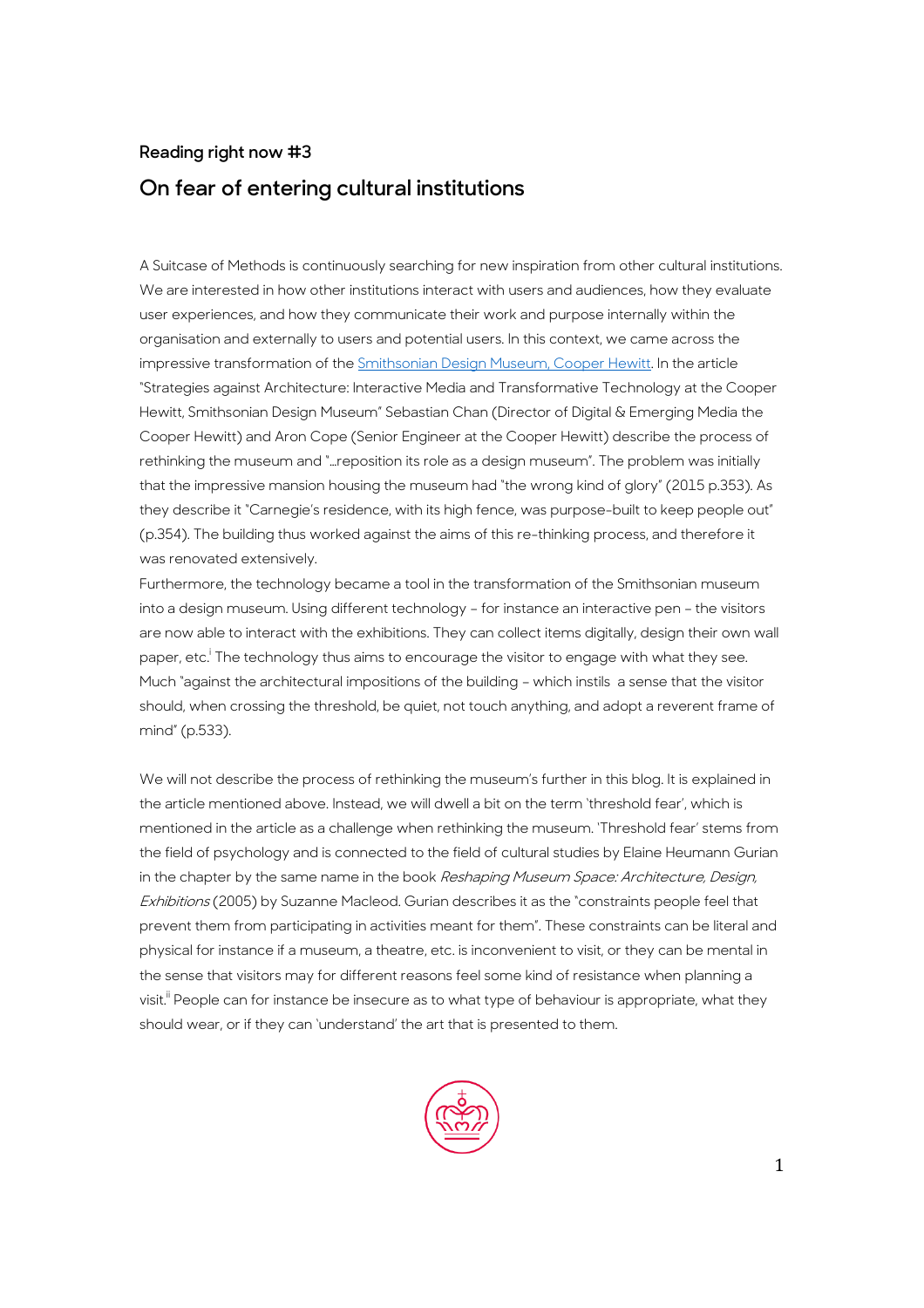### Reading right now #3

## On fear of entering cultural institutions

A Suitcase of Methods is continuously searching for new inspiration from other cultural institutions. We are interested in how other institutions interact with users and audiences, how they evaluate user experiences, and how they communicate their work and purpose internally within the organisation and externally to users and potential users. In this context, we came across the impressive transformation of the Smithsonian Design Museum, Cooper Hewitt. In the article "Strategies against Architecture: Interactive Media and Transformative Technology at the Cooper Hewitt, Smithsonian Design Museum" Sebastian Chan (Director of Digital & Emerging Media the Cooper Hewitt) and Aron Cope (Senior Engineer at the Cooper Hewitt) describe the process of rethinking the museum and "…reposition its role as a design museum". The problem was initially that the impressive mansion housing the museum had "the wrong kind of glory" (2015 p.353). As they describe it "Carnegie's residence, with its high fence, was purpose-built to keep people out" (p.354). The building thus worked against the aims of this re-thinking process, and therefore it was renovated extensively.

Furthermore, the technology became a tool in the transformation of the Smithsonian museum into a design museum. Using different technology – for instance an interactive pen – the visitors are now able to interact with the exhibitions. They can collect items digitally, design their own wall paper, etc.[i] The technology thus aims to encourage the visitor to engage with what they see. Much "against the architectural impositions of the building – which instils a sense that the visitor should, when crossing the threshold, be quiet, not touch anything, and adopt a reverent frame of mind" (p.533).

We will not describe the process of rethinking the museum's further in this blog. It is explained in the article mentioned above. Instead, we will dwell a bit on the term 'threshold fear', which is mentioned in the article as a challenge when rethinking the museum. 'Threshold fear' stems from the field of psychology and is connected to the field of cultural studies by Elaine Heumann Gurian in the chapter by the same name in the book *Reshaping Museum Space: Architecture, Design, Exhibitions* (2005) by Suzanne Macleod. Gurian describes it as the "constraints people feel that prevent them from participating in activities meant for them". These constraints can be literal and physical for instance if a museum, a theatre, etc. is inconvenient to visit, or they can be mental in the sense that visitors may for different reasons feel some kind of resistance when planning a visit.[ii] People can for instance be insecure as to what type of behaviour is appropriate, what they should wear, or if they can 'understand' the art that is presented to them.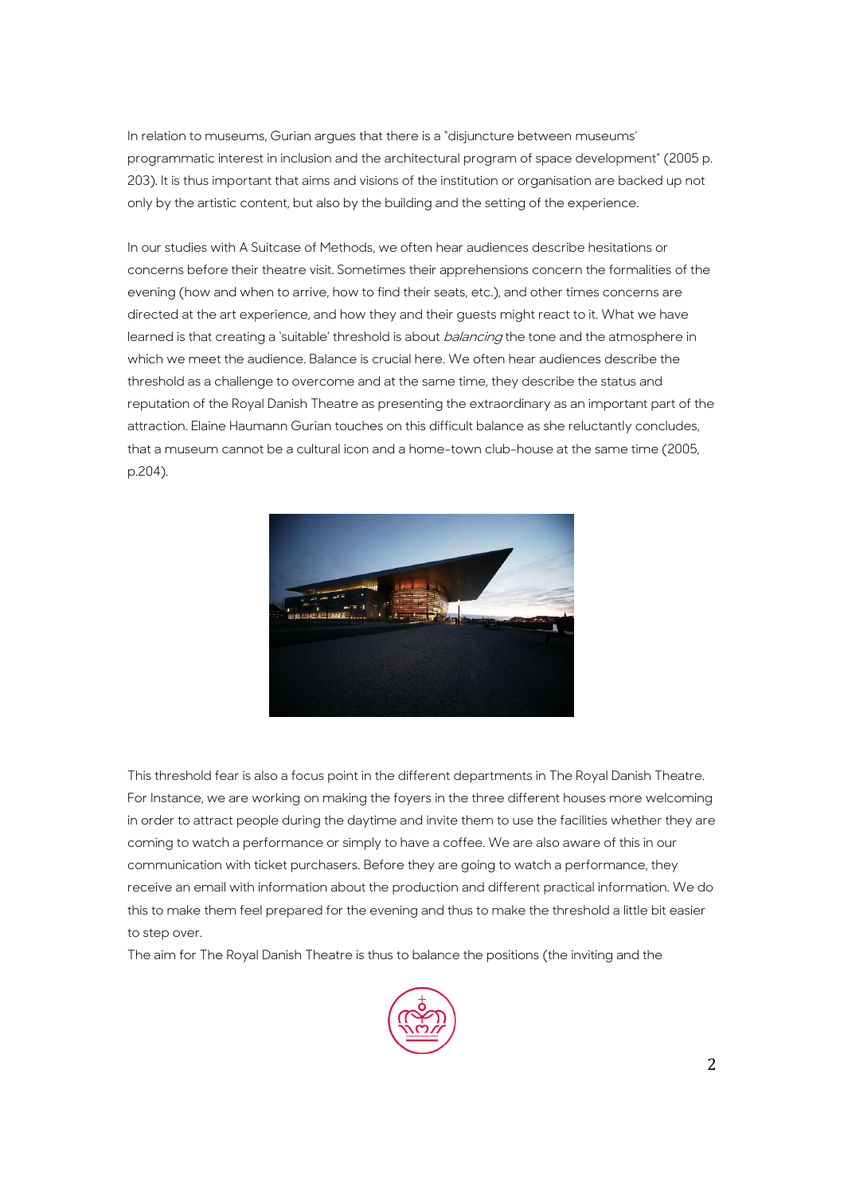In relation to museums, Gurian argues that there is a "disjuncture between museums' programmatic interest in inclusion and the architectural program of space development" (2005 p. 203). It is thus important that aims and visions of the institution or organisation are backed up not only by the artistic content, but also by the building and the setting of the experience.

In our studies with A Suitcase of Methods, we often hear audiences describe hesitations or concerns before their theatre visit. Sometimes their apprehensions concern the formalities of the evening (how and when to arrive, how to find their seats, etc.), and other times concerns are directed at the art experience, and how they and their guests might react to it. What we have learned is that creating a 'suitable' threshold is about *balancing* the tone and the atmosphere in which we meet the audience. Balance is crucial here. We often hear audiences describe the threshold as a challenge to overcome and at the same time, they describe the status and reputation of the Royal Danish Theatre as presenting the extraordinary as an important part of the attraction. Elaine Haumann Gurian touches on this difficult balance as she reluctantly concludes, that a museum cannot be a cultural icon and a home-town club-house at the same time (2005, p.204).

This threshold fear is also a focus point in the different departments in The Royal Danish Theatre. For Instance, we are working on making the foyers in the three different houses more welcoming in order to attract people during the daytime and invite them to use the facilities whether they are coming to watch a performance or simply to have a coffee. We are also aware of this in our communication with ticket purchasers. Before they are going to watch a performance, they receive an email with information about the production and different practical information. We do this to make them feel prepared for the evening and thus to make the threshold a little bit easier to step over.

The aim for The Royal Danish Theatre is thus to balance the positions (the inviting and the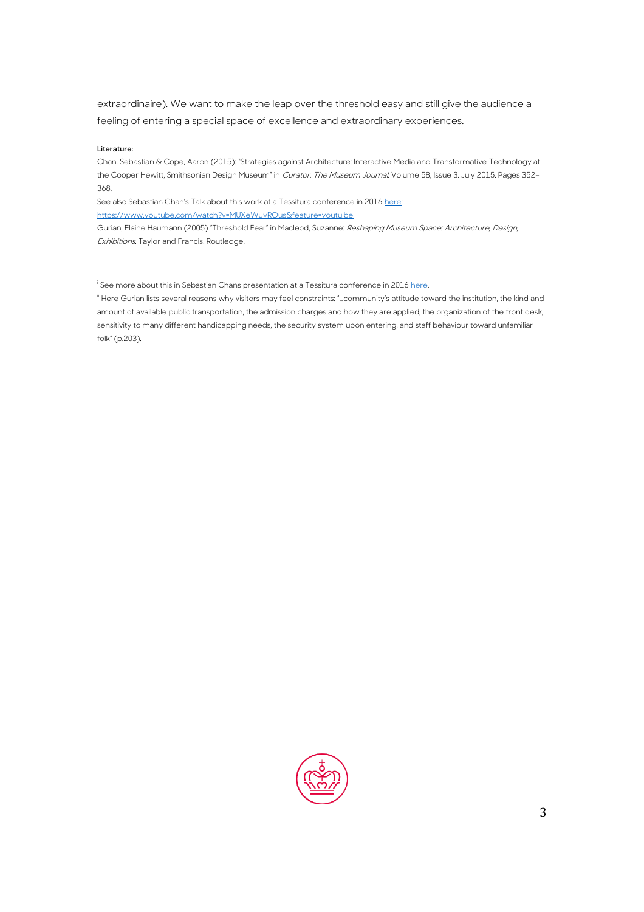extraordinaire). We want to make the leap over the threshold easy and still give the audience a feeling of entering a special space of excellence and extraordinary experiences.

**Literature:**

Chan, Sebastian & Cope, Aaron (2015): "Strategies against Architecture: Interactive Media and Transformative Technology at the Cooper Hewitt, Smithsonian Design Museum" in *Curator. The Museum Journal*. Volume 58, Issue 3. July 2015. Pages 352-368.

See also Sebastian Chan's Talk about this work at a Tessitura conference in 2016 here: https://www.youtube.com/watch?v=MUXeWuyROus&feature=youtu.be

Gurian, Elaine Haumann (2005) "Threshold Fear" in Macleod, Suzanne: *Reshaping Museum Space: Architecture, Design, Exhibitions*. Taylor and Francis. Routledge.

---

[i] See more about this in Sebastian Chans presentation at a Tessitura conference in 2016 here.

[ii] Here Gurian lists several reasons why visitors may feel constraints: "…community's attitude toward the institution, the kind and amount of available public transportation, the admission charges and how they are applied, the organization of the front desk, sensitivity to many different handicapping needs, the security system upon entering, and staff behaviour toward unfamiliar folk" (p.203).